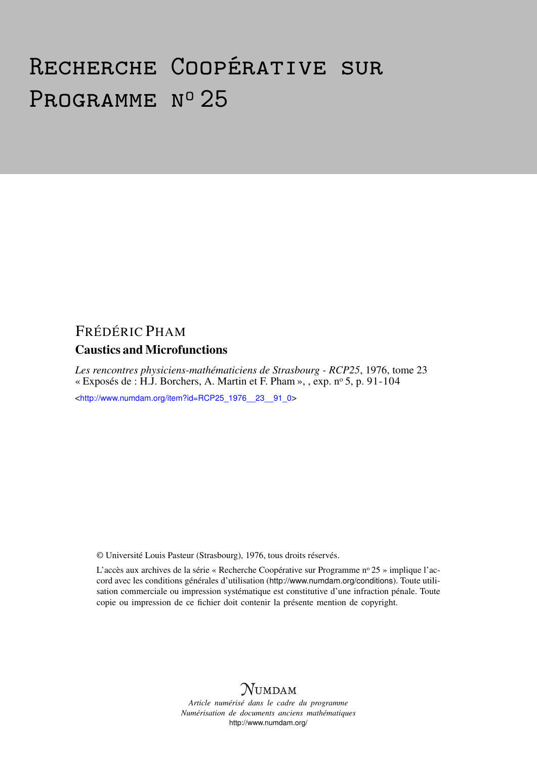# Recherche Coopérative sur Programme n° 25

## Frédéric Pham

### Caustics and Microfunctions

*Les rencontres physiciens-mathématiciens de Strasbourg - RCP25*, 1976, tome 23
« Exposés de : H.J. Borchers, A. Martin et F. Pham », , exp. n° 5, p. 91-104

<http://www.numdam.org/item?id=RCP25_1976__23__91_0>

© Université Louis Pasteur (Strasbourg), 1976, tous droits réservés.

L'accès aux archives de la série « Recherche Coopérative sur Programme n° 25 » implique l'accord avec les conditions générales d'utilisation (http://www.numdam.org/conditions). Toute utilisation commerciale ou impression systématique est constitutive d'une infraction pénale. Toute copie ou impression de ce fichier doit contenir la présente mention de copyright.

NUMDAM

*Article numérisé dans le cadre du programme*
*Numérisation de documents anciens mathématiques*
http://www.numdam.org/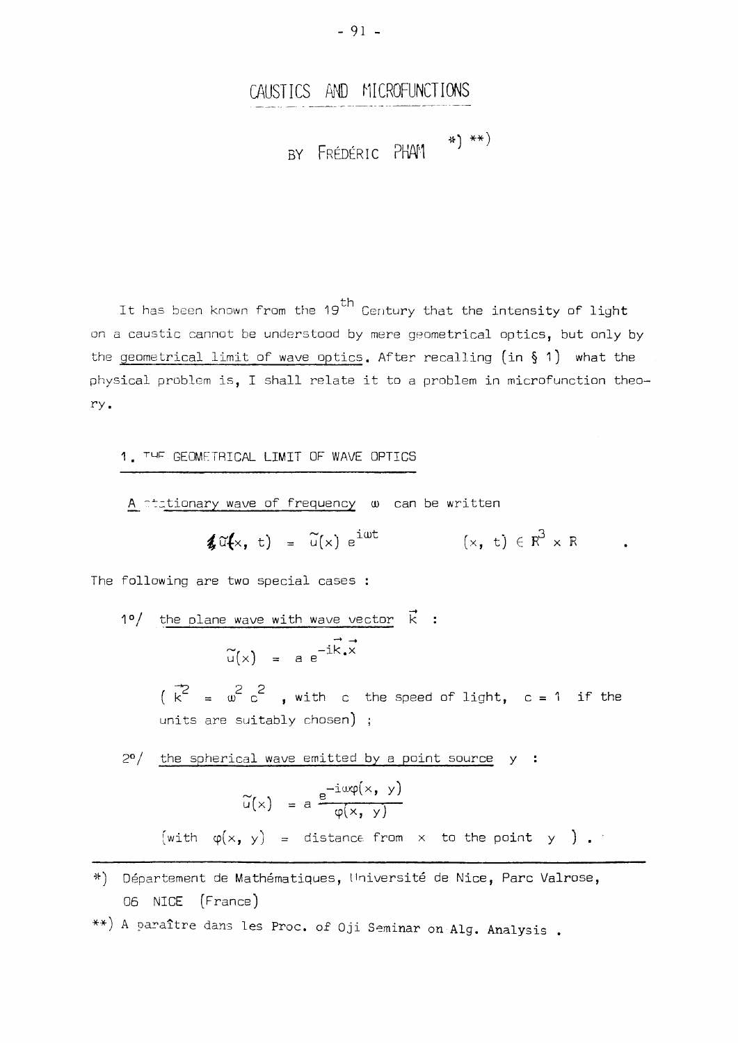# CAUSTICS AND MICROFUNCTIONS

BY FRÉDÉRIC PHAM *) **)

It has been known from the $19^{th}$ Century that the intensity of light on a caustic cannot be understood by mere geometrical optics, but only by the <u>geometrical limit of wave optics</u>. After recalling (in § 1) what the physical problem is, I shall relate it to a problem in microfunction theory.

## 1. THE GEOMETRICAL LIMIT OF WAVE OPTICS

<u>A stationary wave of frequency</u> $\omega$ can be written

$$\tilde{u}(x, t) = \tilde{u}(x)\, e^{i\omega t} \qquad (x, t) \in \mathbb{R}^3 \times \mathbb{R} \quad .$$

The following are two special cases :

1°/ <u>the plane wave with wave vector</u> $\vec{k}$ :

$$\tilde{u}(x) = a\, e^{-i\vec{k}.\vec{x}}$$

($\vec{k}^2 = \omega^2 c^2$ , with $c$ the speed of light, $c = 1$ if the units are suitably chosen) ;

2°/ <u>the spherical wave emitted by a point source</u> $y$ :

$$\tilde{u}(x) = a\,\frac{e^{-i\omega\varphi(x, y)}}{\varphi(x, y)}$$

(with $\varphi(x, y)$ = distance from $x$ to the point $y$ ) .

---

*) Département de Mathématiques, Université de Nice, Parc Valrose, 06 NICE (France)

**) A paraître dans les Proc. of Oji Seminar on Alg. Analysis .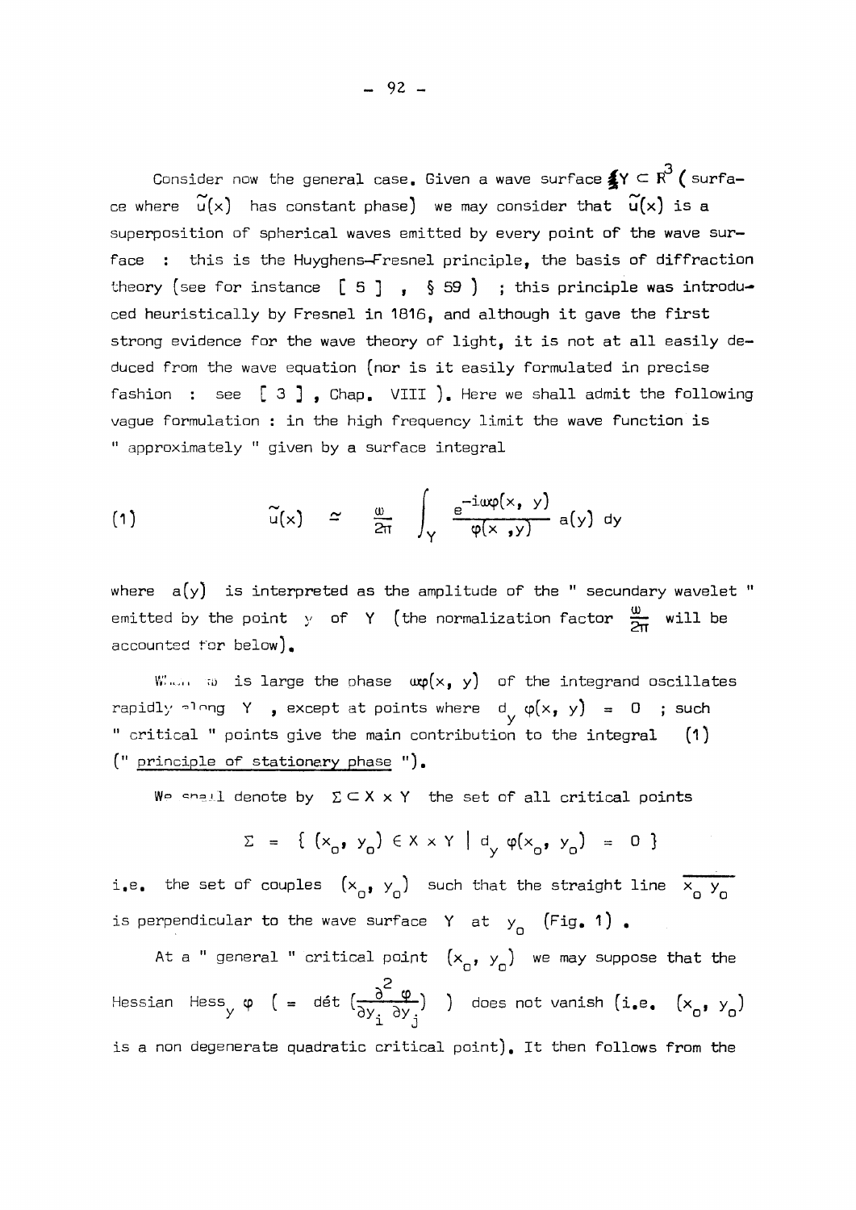Consider now the general case. Given a wave surface $Y \subset \mathbb{R}^3$ (surface where $\widetilde{u}(x)$ has constant phase) we may consider that $\widetilde{u}(x)$ is a superposition of spherical waves emitted by every point of the wave surface : this is the Huyghens-Fresnel principle, the basis of diffraction theory (see for instance [ 5 ] , § 59 ) ; this principle was introduced heuristically by Fresnel in 1816, and although it gave the first strong evidence for the wave theory of light, it is not at all easily deduced from the wave equation (nor is it easily formulated in precise fashion : see [ 3 ] , Chap. VIII ). Here we shall admit the following vague formulation : in the high frequency limit the wave function is " approximately " given by a surface integral

$$
(1) \qquad \widetilde{u}(x) \simeq \frac{\omega}{2\pi} \int_Y \frac{e^{-i\omega\varphi(x,\, y)}}{\varphi(x\,,y)}\, a(y)\, dy
$$

where $a(y)$ is interpreted as the amplitude of the " secundary wavelet " emitted by the point $y$ of $Y$ (the normalization factor $\frac{\omega}{2\pi}$ will be accounted for below).

When $\omega$ is large the phase $\omega\varphi(x, y)$ of the integrand oscillates rapidly along $Y$ , except at points where $d_y\, \varphi(x, y) = 0$ ; such " critical " points give the main contribution to the integral (1) (" principle of stationary phase ").

We shall denote by $\Sigma \subset X \times Y$ the set of all critical points

$$
\Sigma = \{ (x_o, y_o) \in X \times Y \mid d_y\, \varphi(x_o, y_o) = 0 \}
$$

i.e. the set of couples $(x_o, y_o)$ such that the straight line $\overline{x_o\, y_o}$ is perpendicular to the wave surface $Y$ at $y_o$ (Fig. 1) .

At a " general " critical point $(x_o, y_o)$ we may suppose that the Hessian $\mathrm{Hess}_y\, \varphi$ ( $=$ dét $(\frac{\partial^2 \varphi}{\partial y_i\, \partial y_j})$ ) does not vanish (i.e. $(x_o, y_o)$ is a non degenerate quadratic critical point). It then follows from the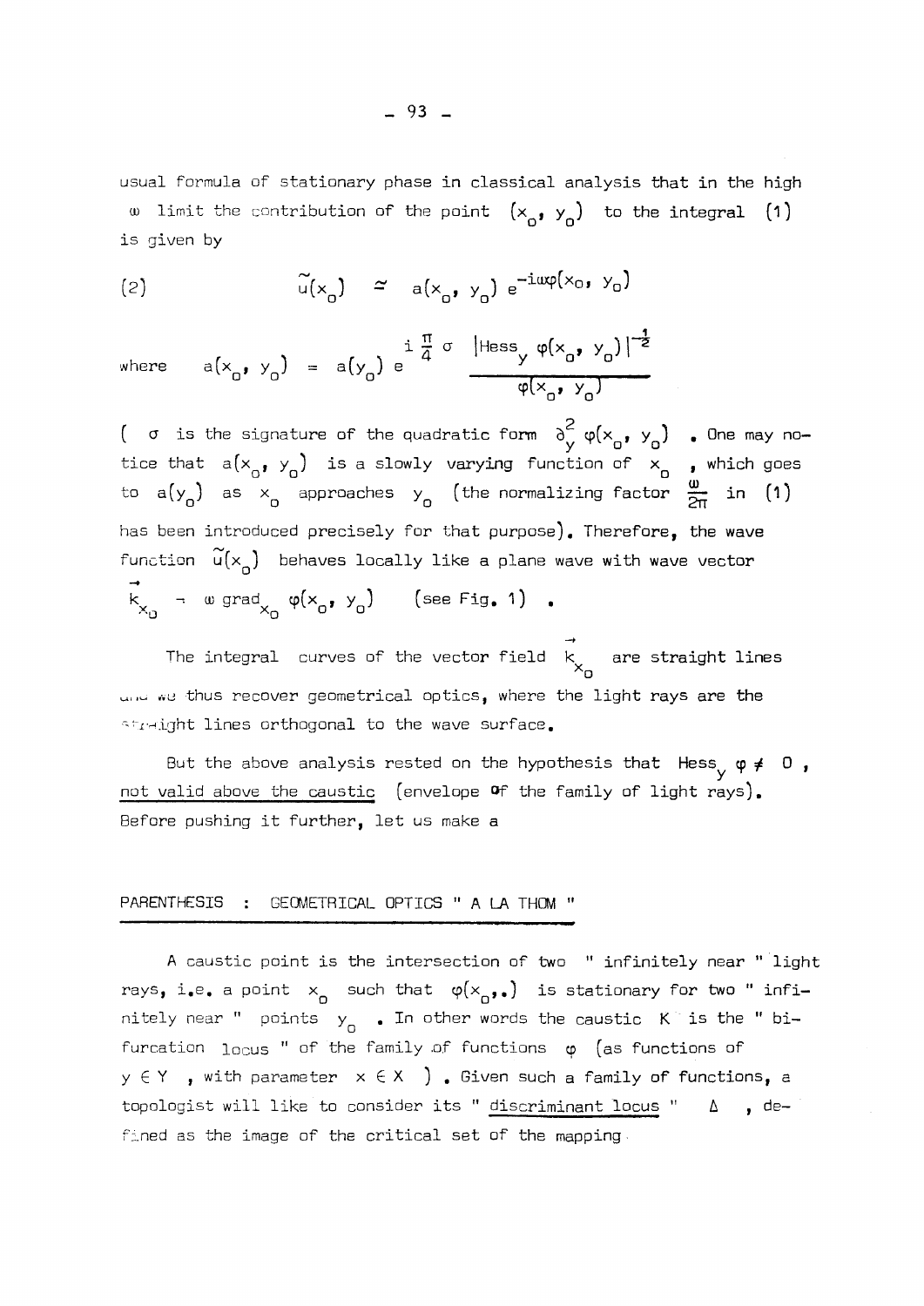usual formula of stationary phase in classical analysis that in the high $\omega$ limit the contribution of the point $(x_0, y_0)$ to the integral (1) is given by

$$\tilde{u}(x_0) \simeq a(x_0, y_0)\, e^{-i\omega\varphi(x_0,\, y_0)} \tag{2}$$

where $a(x_0, y_0) = a(y_0)\, e^{i\frac{\pi}{4}\sigma} \dfrac{|\mathrm{Hess}_y\, \varphi(x_0, y_0)|^{-\frac{1}{2}}}{\varphi(x_0, y_0)}$

( $\sigma$ is the signature of the quadratic form $\partial_y^2\, \varphi(x_0, y_0)$ . One may notice that $a(x_0, y_0)$ is a slowly varying function of $x_0$ , which goes to $a(y_0)$ as $x_0$ approaches $y_0$ (the normalizing factor $\frac{\omega}{2\pi}$ in (1) has been introduced precisely for that purpose). Therefore, the wave function $\tilde{u}(x_0)$ behaves locally like a plane wave with wave vector $\vec{k}_{x_0} = \omega\, \mathrm{grad}_{x_0}\, \varphi(x_0, y_0)$ (see Fig. 1) .

The integral curves of the vector field $\vec{k}_{x_0}$ are straight lines and we thus recover geometrical optics, where the light rays are the straight lines orthogonal to the wave surface.

But the above analysis rested on the hypothesis that $\mathrm{Hess}_y\, \varphi \neq 0$ , not valid above the caustic (envelope of the family of light rays). Before pushing it further, let us make a

## PARENTHESIS : GEOMETRICAL OPTICS " A LA THOM "

A caustic point is the intersection of two " infinitely near " light rays, i.e. a point $x_0$ such that $\varphi(x_0, .)$ is stationary for two " infinitely near " points $y_0$ . In other words the caustic $K$ is the " bifurcation locus " of the family of functions $\varphi$ (as functions of $y \in Y$ , with parameter $x \in X$ ) . Given such a family of functions, a topologist will like to consider its " discriminant locus " $\Delta$ , defined as the image of the critical set of the mapping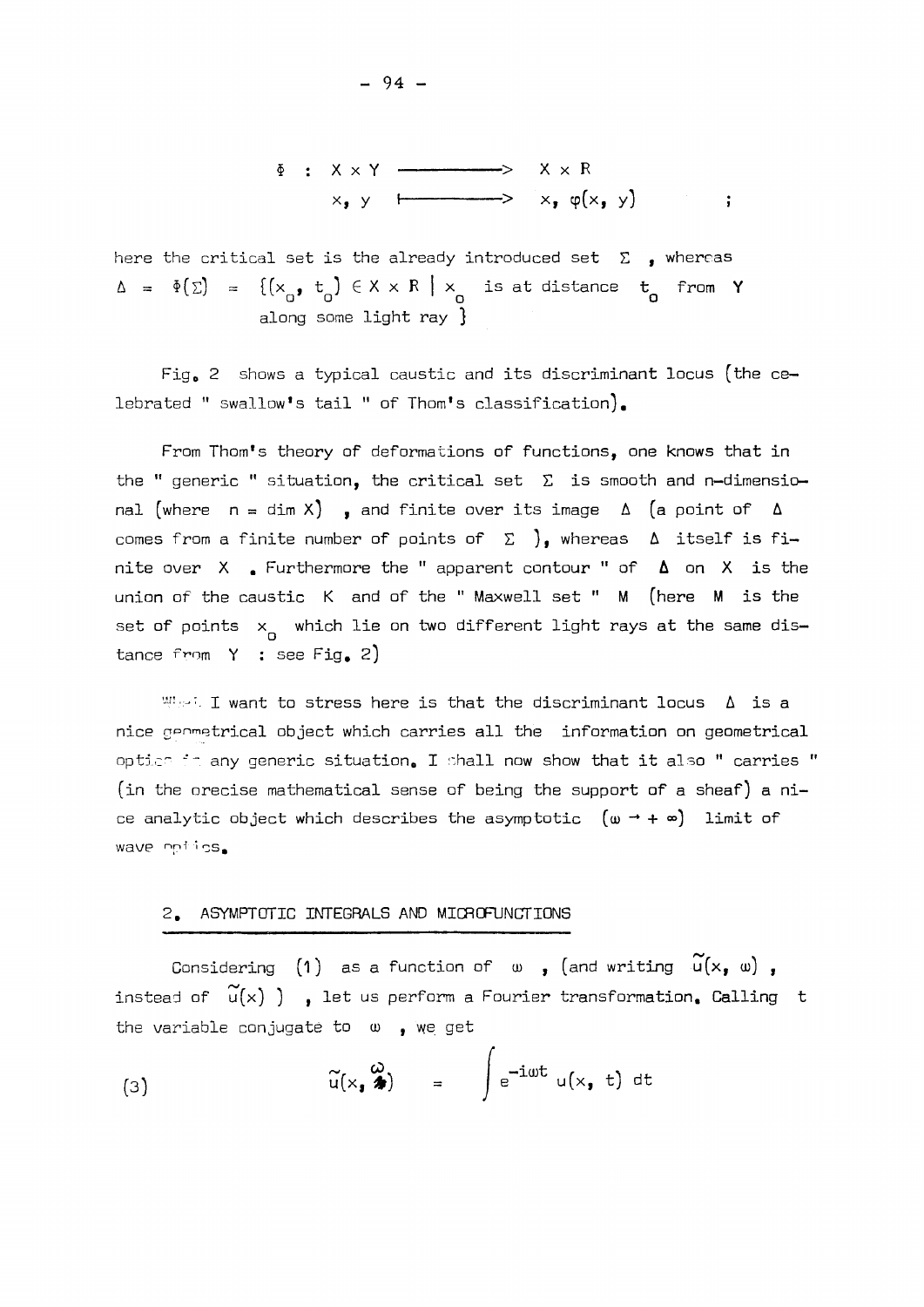$$\Phi : X \times Y \longrightarrow X \times R$$
$$x, y \longmapsto x, \varphi(x, y) \qquad ;$$

here the critical set is the already introduced set $\Sigma$ , whereas $\Delta = \Phi(\Sigma) = \{(x_0, t_0) \in X \times R \mid x_0$ is at distance $t_0$ from $Y$ along some light ray $\}$

Fig. 2 shows a typical caustic and its discriminant locus (the celebrated " swallow's tail " of Thom's classification).

From Thom's theory of deformations of functions, one knows that in the " generic " situation, the critical set $\Sigma$ is smooth and n-dimensional (where $n = \dim X$) , and finite over its image $\Delta$ (a point of $\Delta$ comes from a finite number of points of $\Sigma$ ), whereas $\Delta$ itself is finite over $X$ . Furthermore the " apparent contour " of $\Delta$ on $X$ is the union of the caustic $K$ and of the " Maxwell set " $M$ (here $M$ is the set of points $x_0$ which lie on two different light rays at the same distance from $Y$ : see Fig. 2)

What I want to stress here is that the discriminant locus $\Delta$ is a nice geometrical object which carries all the information on geometrical optics in any generic situation. I shall now show that it also " carries " (in the precise mathematical sense of being the support of a sheaf) a nice analytic object which describes the asymptotic $(\omega \to + \infty)$ limit of wave optics.

## 2. ASYMPTOTIC INTEGRALS AND MICROFUNCTIONS

Considering (1) as a function of $\omega$ , (and writing $\tilde{u}(x, \omega)$ , instead of $\tilde{u}(x)$ ) , let us perform a Fourier transformation. Calling $t$ the variable conjugate to $\omega$ , we get

$$\tilde{u}(x, \omega) = \int e^{-i\omega t} u(x, t) \, dt \tag{3}$$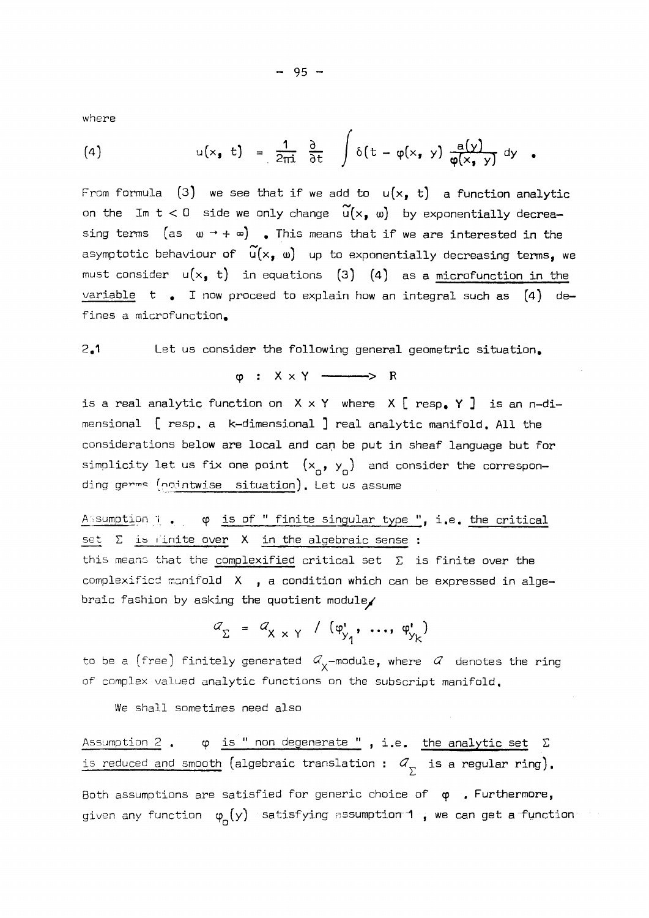where

$$(4) \qquad u(x, t) = \frac{1}{2\pi i} \frac{\partial}{\partial t} \int \delta(t - \varphi(x, y) \frac{a(y)}{\varphi(x, y)} dy \quad .$$

From formula (3) we see that if we add to $u(x, t)$ a function analytic on the $\mathrm{Im}\ t < 0$ side we only change $\tilde{u}(x, \omega)$ by exponentially decreasing terms (as $\omega \to +\infty$) . This means that if we are interested in the asymptotic behaviour of $\tilde{u}(x, \omega)$ up to exponentially decreasing terms, we must consider $u(x, t)$ in equations (3) (4) as a <u>microfunction in the variable</u> $t$ . I now proceed to explain how an integral such as (4) defines a microfunction.

2.1 Let us consider the following general geometric situation.

$$\varphi \; : \; X \times Y \longrightarrow \mathbb{R}$$

is a real analytic function on $X \times Y$ where $X$ [ resp. $Y$ ] is an n-dimensional [ resp. a k-dimensional ] real analytic manifold. All the considerations below are local and can be put in sheaf language but for simplicity let us fix one point $(x_o, y_o)$ and consider the corresponding germs (pointwise situation). Let us assume

<u>Assumption 1</u> . <u>$\varphi$ is of " finite singular type "</u>, i.e. <u>the critical set $\Sigma$ is finite over $X$ in the algebraic sense</u> :
this means that the <u>complexified</u> critical set $\Sigma$ is finite over the complexified manifold $X$ , a condition which can be expressed in algebraic fashion by asking the quotient module

$$\mathcal{O}_\Sigma = \mathcal{O}_{X \times Y} \; / \; (\varphi'_{y_1}, \ldots, \varphi'_{y_k})$$

to be a (free) finitely generated $\mathcal{O}_X$-module, where $\mathcal{O}$ denotes the ring of complex valued analytic functions on the subscript manifold.

We shall sometimes need also

<u>Assumption 2</u> . <u>$\varphi$ is " non degenerate "</u> , i.e. <u>the analytic set $\Sigma$ is reduced and smooth</u> (algebraic translation : $\mathcal{O}_\Sigma$ is a regular ring).

Both assumptions are satisfied for generic choice of $\varphi$ . Furthermore, given any function $\varphi_o(y)$ satisfying assumption 1 , we can get a function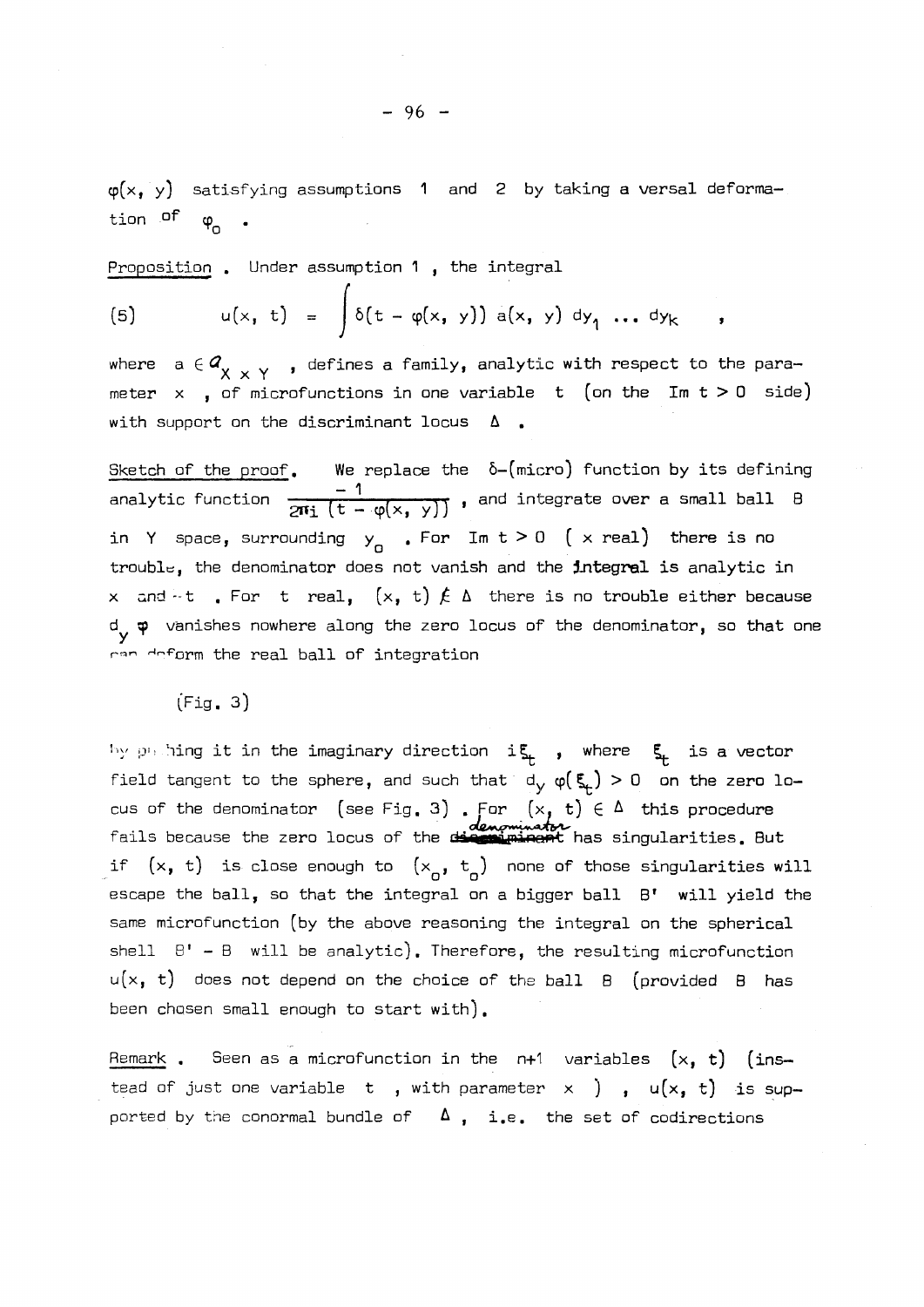$\varphi(x, y)$ satisfying assumptions 1 and 2 by taking a versal deformation of $\varphi_0$ .

Proposition . Under assumption 1 , the integral

$$
(5) \qquad u(x, t) = \int \delta(t - \varphi(x, y))\, a(x, y)\, dy_1 \ldots dy_k \quad ,
$$

where $a \in \mathcal{a}_{X \times Y}$ , defines a family, analytic with respect to the parameter $x$ , of microfunctions in one variable $t$ (on the $\operatorname{Im} t > 0$ side) with support on the discriminant locus $\Delta$ .

Sketch of the proof. We replace the $\delta$-(micro) function by its defining analytic function $\frac{-1}{2\pi i\,(t - \varphi(x, y))}$ , and integrate over a small ball $B$ in $Y$ space, surrounding $y_0$ . For $\operatorname{Im} t > 0$ ( $x$ real) there is no trouble, the denominator does not vanish and the integral is analytic in $x$ and $t$ . For $t$ real, $(x, t) \notin \Delta$ there is no trouble either because $d_y \varphi$ vanishes nowhere along the zero locus of the denominator, so that one can deform the real ball of integration

(Fig. 3)

by pushing it in the imaginary direction $i\xi_t$ , where $\xi_t$ is a vector field tangent to the sphere, and such that $d_y \varphi(\xi_t) > 0$ on the zero locus of the denominator (see Fig. 3) . For $(x, t) \in \Delta$ this procedure fails because the zero locus of the denominator has singularities. But if $(x, t)$ is close enough to $(x_0, t_0)$ none of those singularities will escape the ball, so that the integral on a bigger ball $B'$ will yield the same microfunction (by the above reasoning the integral on the spherical shell $B' - B$ will be analytic). Therefore, the resulting microfunction $u(x, t)$ does not depend on the choice of the ball $B$ (provided $B$ has been chosen small enough to start with).

Remark . Seen as a microfunction in the $n+1$ variables $(x, t)$ (instead of just one variable $t$ , with parameter $x$ ) , $u(x, t)$ is supported by the conormal bundle of $\Delta$ , i.e. the set of codirections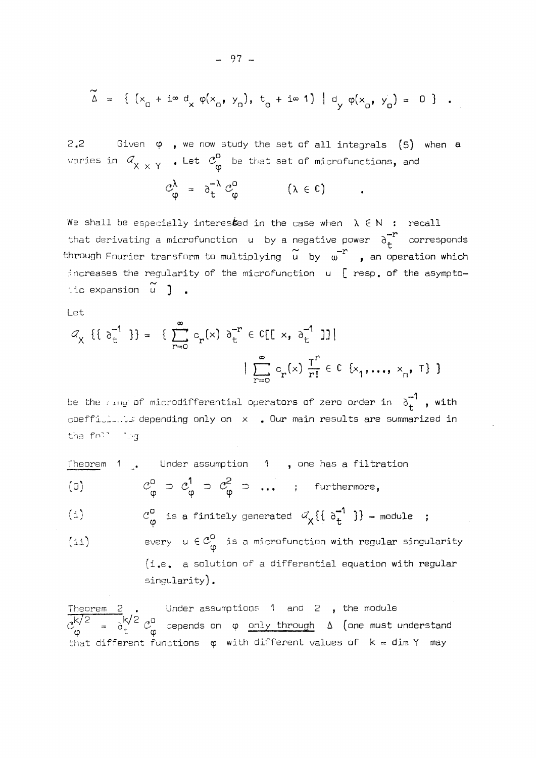$$\widetilde{\Delta} = \{ (x_o + i\infty \, d_x \, \varphi(x_o, y_o), \; t_o + i\infty \, 1) \mid d_y \, \varphi(x_o, y_o) = 0 \} \; .$$

2.2 Given $\varphi$, we now study the set of all integrals (5) when $a$ varies in $\mathcal{A}_{X \times Y}$. Let $\mathcal{C}^o_\varphi$ be that set of microfunctions, and

$$\mathcal{C}^\lambda_\varphi = \partial_t^{-\lambda} \, \mathcal{C}^o_\varphi \qquad (\lambda \in \mathbb{C}) \qquad .$$

We shall be especially interested in the case when $\lambda \in \mathbb{N}$ : recall that derivating a microfunction $u$ by a negative power $\partial_t^{-r}$ corresponds through Fourier transform to multiplying $\widetilde{u}$ by $\omega^{-r}$, an operation which increases the regularity of the microfunction $u$ [ resp. of the asymptotic expansion $\widetilde{u}$ ] .

Let

$$\mathcal{A}_X \{\{ \partial_t^{-1} \}\} = \{ \sum_{r=0}^{\infty} c_r(x) \, \partial_t^{-r} \in \mathbb{C}[[ x, \partial_t^{-1} ]] \mid$$
$$\mid \sum_{r=0}^{\infty} c_r(x) \, \frac{T^r}{r!} \in \mathbb{C} \{x_1, \ldots, x_n, T\} \}$$

be the ring of microdifferential operators of zero order in $\partial_t^{-1}$, with coefficients depending only on $x$. Our main results are summarized in the following

Theorem 1 . Under assumption 1 , one has a filtration

(0) $\qquad \mathcal{C}^o_\varphi \supset \mathcal{C}^1_\varphi \supset \mathcal{C}^2_\varphi \supset \ldots$ ; furthermore,

(i) $\qquad \mathcal{C}^o_\varphi$ is a finitely generated $\mathcal{A}_X \{\{ \partial_t^{-1} \}\}$ – module ;

(ii) $\qquad$ every $u \in \mathcal{C}^o_\varphi$ is a microfunction with regular singularity (i.e. a solution of a differential equation with regular singularity).

Theorem 2 . Under assumptions 1 and 2 , the module $\mathcal{C}^{k/2}_\varphi = \partial_t^{k/2} \, \mathcal{C}^o_\varphi$ depends on $\varphi$ only through $\Delta$ (one must understand that different functions $\varphi$ with different values of $k = \dim Y$ may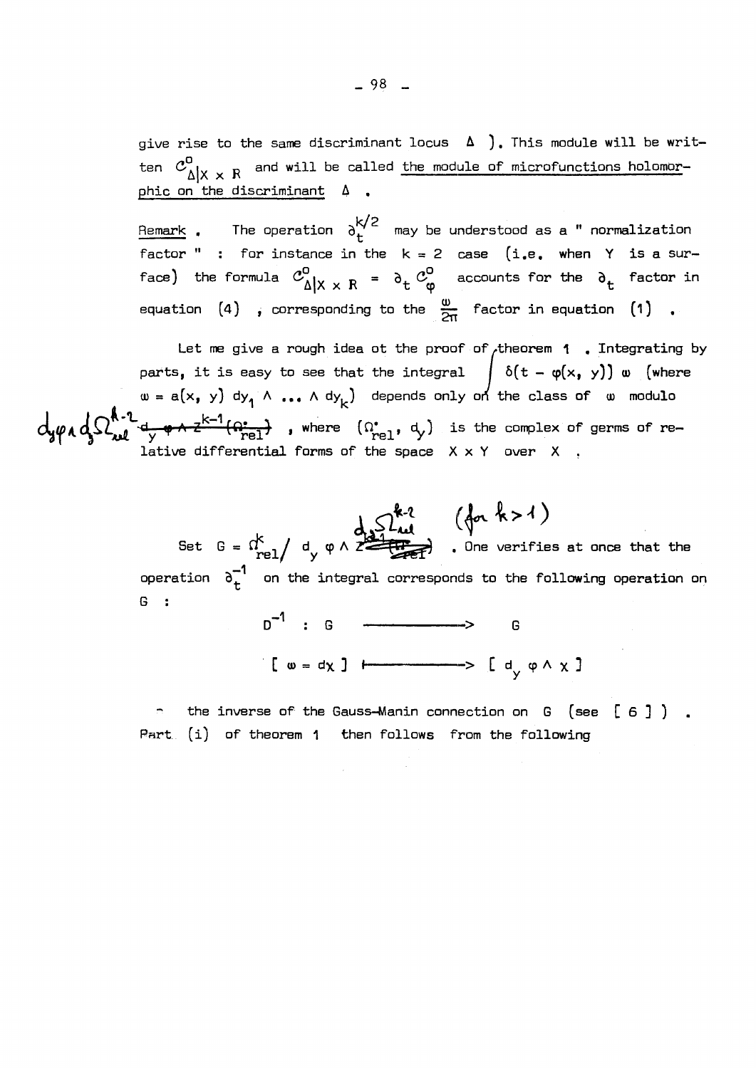give rise to the same discriminant locus $\Delta$ ). This module will be written $\mathcal{C}^{0}_{\Delta|X \times R}$ and will be called <u>the module of microfunctions holomorphic on the discriminant</u> $\Delta$ .

<u>Remark</u> . The operation $\partial_t^{k/2}$ may be understood as a " normalization factor " : for instance in the $k = 2$ case (i.e. when $Y$ is a surface) the formula $\mathcal{C}^{0}_{\Delta|X \times R} = \partial_t \, \mathcal{C}^{0}_{\varphi}$ accounts for the $\partial_t$ factor in equation (4) , corresponding to the $\frac{\omega}{2\pi}$ factor in equation (1) .

Let me give a rough idea ot the proof of theorem 1 . Integrating by parts, it is easy to see that the integral $\int \delta(t - \varphi(x, y)) \, \omega$ (where $\omega = a(x, y) \, dy_1 \wedge \ldots \wedge dy_k$) depends only on the class of $\omega$ modulo $d_y\varphi \wedge d_y\Omega^{k-2}_{rel}$ ~~$d_y \varphi \wedge Z^{k-1}(\Omega^{\cdot}_{rel})$~~ , where $(\Omega^{\cdot}_{rel}, d_y)$ is the complex of germs of relative differential forms of the space $X \times Y$ over $X$ .

Set $G = \Omega^{k}_{rel} / \, d_y \, \varphi \wedge d_y\Omega^{k-2}_{rel}$ ~~$Z^{k-1}(\Omega^{\cdot}_{rel})$~~ (for $k > 1$) . One verifies at once that the operation $\partial_t^{-1}$ on the integral corresponds to the following operation on $G$ :

$$D^{-1} : G \longrightarrow G$$

$$[\, \omega = d\chi \,] \longmapsto [\, d_y \, \varphi \wedge \chi \,]$$

- the inverse of the Gauss-Manin connection on $G$ (see [ 6 ] ) . Part (i) of theorem 1 then follows from the following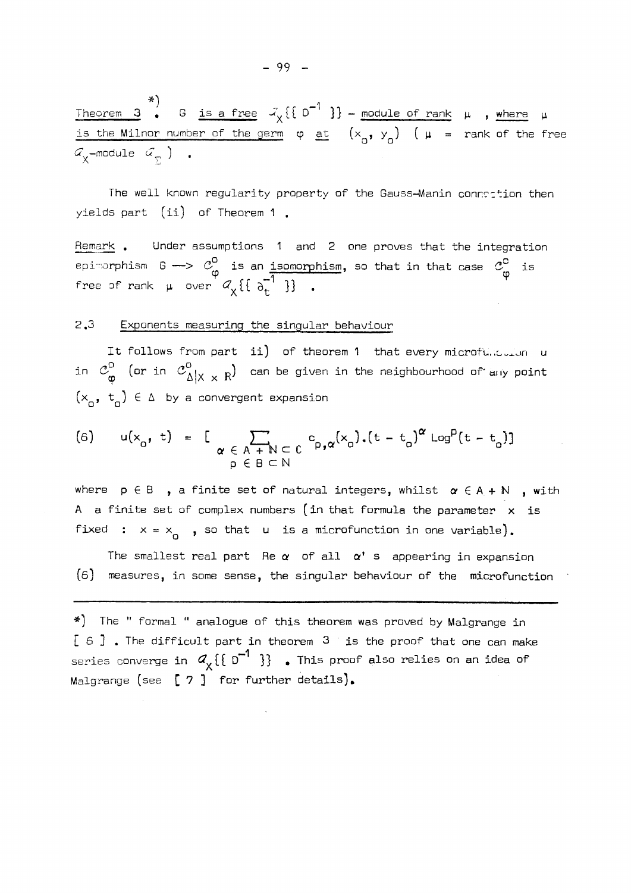**Theorem 3** *) **.** $G$ is a free $\mathcal{O}_X\{\{D^{-1}\}\}$ - module of rank $\mu$ , where $\mu$ is the Milnor number of the germ $\varphi$ at $(x_0, y_0)$ ( $\mu$ = rank of the free $\mathcal{O}_X$-module $\mathcal{O}_\Sigma$ ) .

The well known regularity property of the Gauss-Manin connection then yields part (ii) of Theorem 1 .

Remark . Under assumptions 1 and 2 one proves that the integration epimorphism $G \longrightarrow \mathcal{C}^0_\varphi$ is an isomorphism, so that in that case $\mathcal{C}^0_\varphi$ is free of rank $\mu$ over $\mathcal{O}_X\{\{\partial_t^{-1}\}\}$ .

## 2.3 Exponents measuring the singular behaviour

It follows from part ii) of theorem 1 that every microfunction $u$ in $\mathcal{C}^0_\varphi$ (or in $\mathcal{C}^0_{\Delta|X \times R}$) can be given in the neighbourhood of any point $(x_0, t_0) \in \Delta$ by a convergent expansion

$$(6) \qquad u(x_0, t) = \Big[ \sum_{\substack{\alpha \in A + \mathbb{N} \subset \mathbb{C} \\ p \in B \subset \mathbb{N}}} c_{p,\alpha}(x_0).(t - t_0)^\alpha \operatorname{Log}^p(t - t_0) \Big]$$

where $p \in B$ , a finite set of natural integers, whilst $\alpha \in A + \mathbb{N}$ , with $A$ a finite set of complex numbers (in that formula the parameter $x$ is fixed : $x = x_0$ , so that $u$ is a microfunction in one variable).

The smallest real part $\operatorname{Re} \alpha$ of all $\alpha$' s appearing in expansion (6) measures, in some sense, the singular behaviour of the microfunction

---

*) The " formal " analogue of this theorem was proved by Malgrange in [ 6 ] . The difficult part in theorem 3 is the proof that one can make series converge in $\mathcal{O}_X\{\{D^{-1}\}\}$ . This proof also relies on an idea of Malgrange (see [ 7 ] for further details).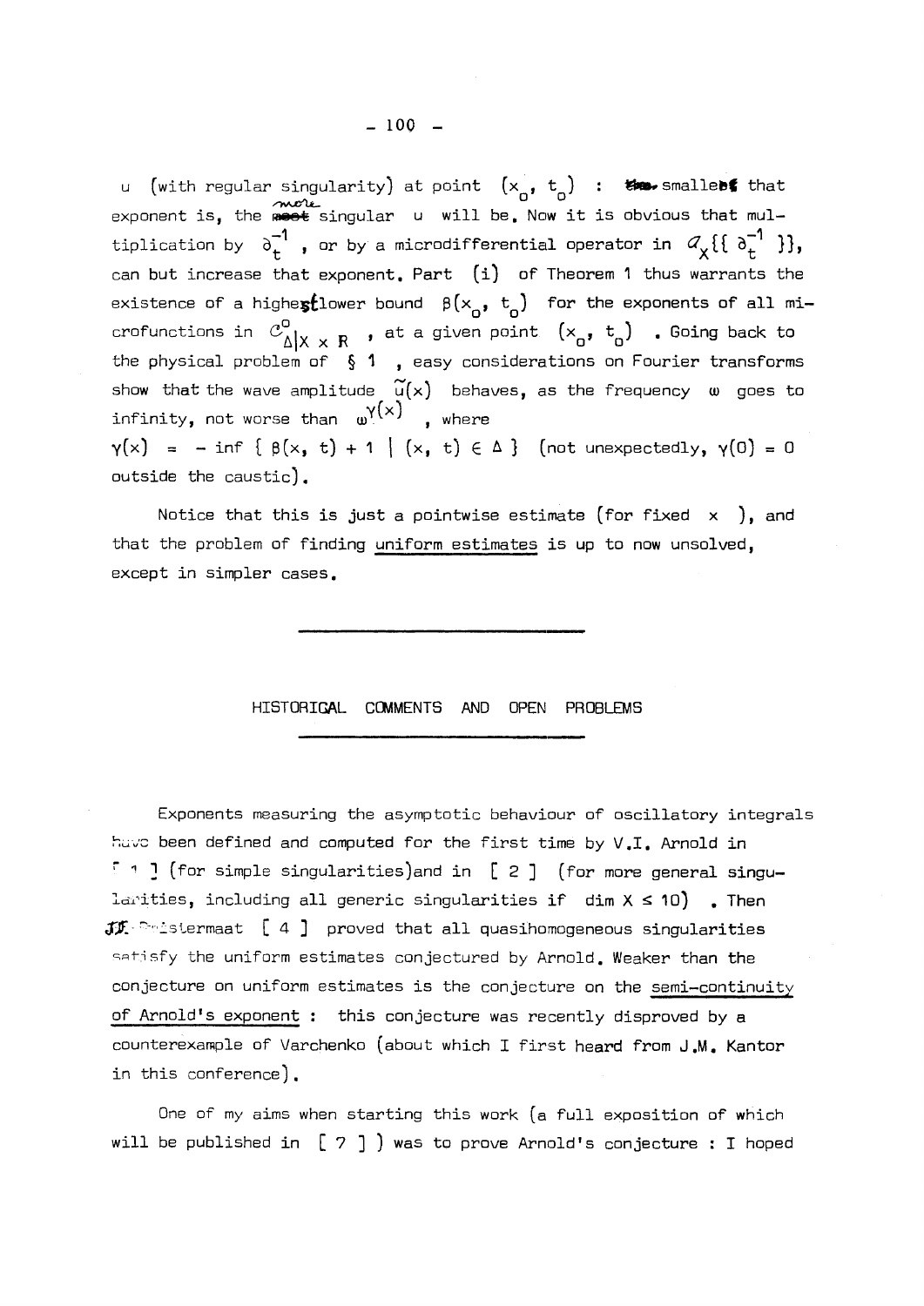u (with regular singularity) at point $(x_o, t_o)$ : smallest that exponent is, the more singular u will be. Now it is obvious that multiplication by $\partial_t^{-1}$, or by a microdifferential operator in $\mathcal{A}_X\{\{\partial_t^{-1}\}\}$, can but increase that exponent. Part (i) of Theorem 1 thus warrants the existence of a highest lower bound $\beta(x_o, t_o)$ for the exponents of all microfunctions in $\mathcal{C}^o_{\Delta|X \times R}$, at a given point $(x_o, t_o)$. Going back to the physical problem of § 1, easy considerations on Fourier transforms show that the wave amplitude $\tilde{u}(x)$ behaves, as the frequency $\omega$ goes to infinity, not worse than $\omega^{\gamma(x)}$, where

$\gamma(x) = -\inf\{\beta(x, t) + 1 \mid (x, t) \in \Delta\}$ (not unexpectedly, $\gamma(0) = 0$ outside the caustic).

Notice that this is just a pointwise estimate (for fixed $x$), and that the problem of finding uniform estimates is up to now unsolved, except in simpler cases.

## HISTORICAL COMMENTS AND OPEN PROBLEMS

Exponents measuring the asymptotic behaviour of oscillatory integrals have been defined and computed for the first time by V.I. Arnold in [ 1 ] (for simple singularities) and in [ 2 ] (for more general singularities, including all generic singularities if $\dim X \leq 10$). Then JJ. Duistermaat [ 4 ] proved that all quasihomogeneous singularities satisfy the uniform estimates conjectured by Arnold. Weaker than the conjecture on uniform estimates is the conjecture on the semi-continuity of Arnold's exponent : this conjecture was recently disproved by a counterexample of Varchenko (about which I first heard from J.M. Kantor in this conference).

One of my aims when starting this work (a full exposition of which will be published in [ 7 ] ) was to prove Arnold's conjecture : I hoped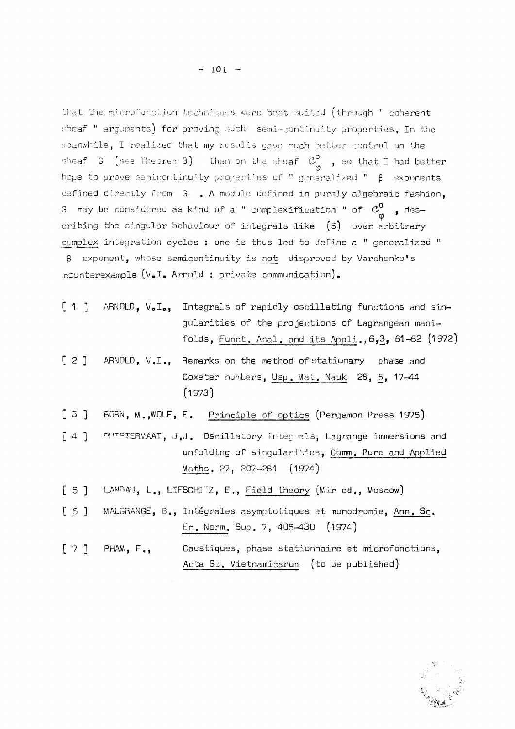that the microfunction techniques were best suited (through " coherent sheaf " arguments) for proving such semi-continuity properties. In the meanwhile, I realized that my results gave much better control on the sheaf G (see Theorem 3) than on the sheaf $\mathcal{C}^0_\varphi$ , so that I had better hope to prove semicontinuity properties of " generalized " $\beta$ exponents defined directly from G . A module defined in purely algebraic fashion, G may be considered as kind of a " complexification " of $\mathcal{C}^0_\varphi$ , describing the singular behaviour of integrals like (5) over arbitrary <u>complex</u> integration cycles : one is thus led to define a " generalized " $\beta$ exponent, whose semicontinuity is <u>not</u> disproved by Varchenko's counterexample (V.I. Arnold : private communication).

[ 1 ] ARNOLD, V.I., Integrals of rapidly oscillating functions and singularities of the projections of Lagrangean manifolds, <u>Funct. Anal. and its Appli.</u>, 6, <u>3</u>, 61-62 (1972)

[ 2 ] ARNOLD, V.I., Remarks on the method of stationary phase and Coxeter numbers, <u>Usp. Mat. Nauk</u> 28, <u>5</u>, 17-44 (1973)

[ 3 ] BORN, M., WOLF, E. <u>Principle of optics</u> (Pergamon Press 1975)

[ 4 ] DUISTERMAAT, J.J. Oscillatory integrals, Lagrange immersions and unfolding of singularities, <u>Comm. Pure and Applied Maths.</u> 27, 207-281 (1974)

[ 5 ] LANDAU, L., LIFSCHITZ, E., <u>Field theory</u> (Mir ed., Moscow)

[ 6 ] MALGRANGE, B., Intégrales asymptotiques et monodromie, <u>Ann. Sc. Ec. Norm.</u> Sup. 7, 405-430 (1974)

[ 7 ] PHAM, F., Caustiques, phase stationnaire et microfonctions, <u>Acta Sc. Vietnamicarum</u> (to be published)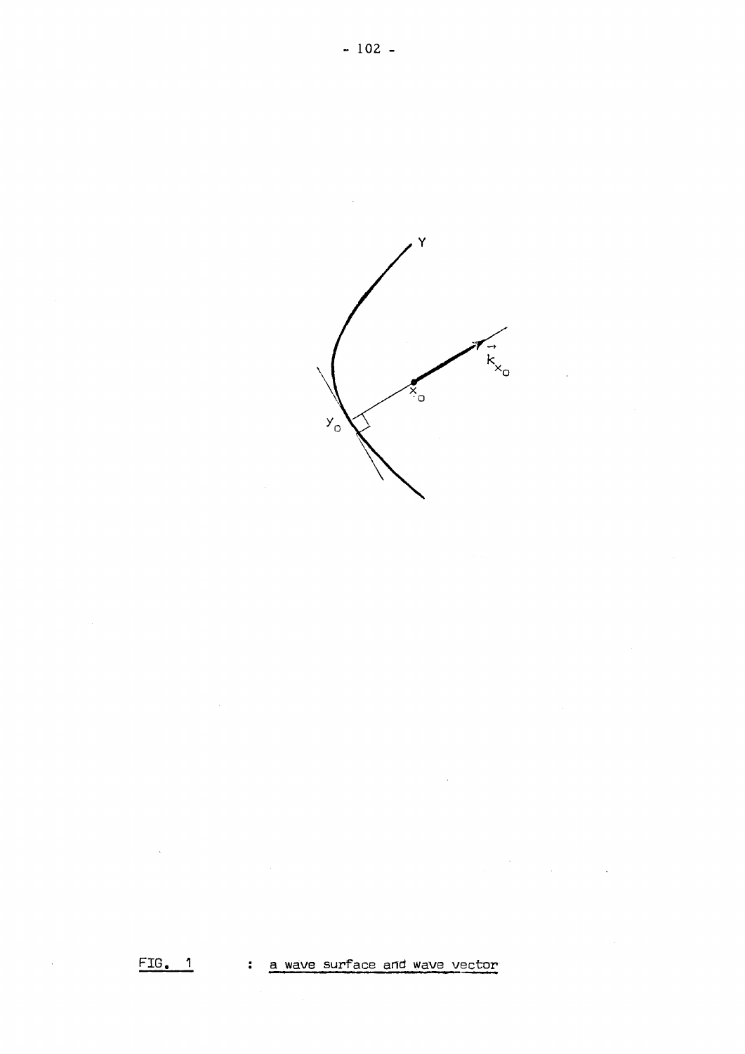FIG. 1 : a wave surface and wave vector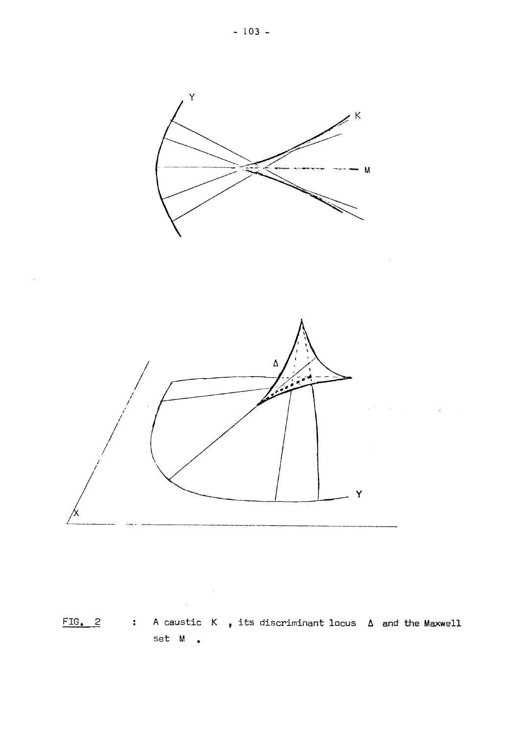FIG. 2 : A caustic $K$, its discriminant locus $\Delta$ and the Maxwell set $M$.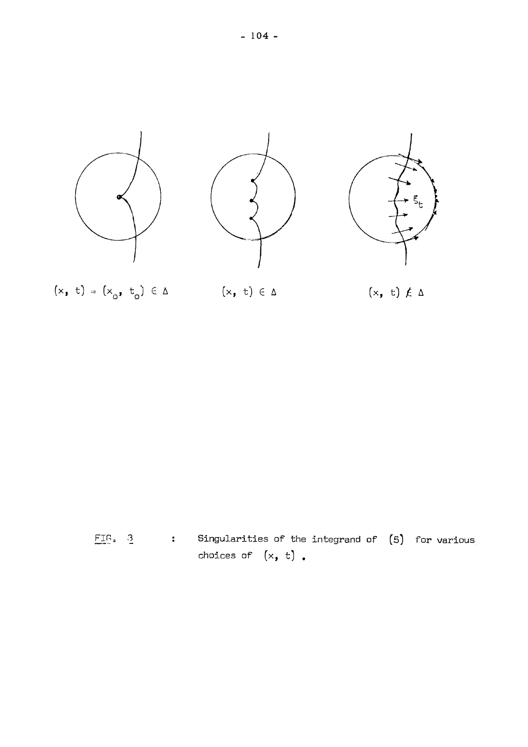$(x, t) = (x_o, t_o) \in \Delta$

$(x, t) \in \Delta$

$(x, t) \notin \Delta$

$\xi_t$

FIG. 3 : Singularities of the integrand of (5) for various choices of $(x, t)$.